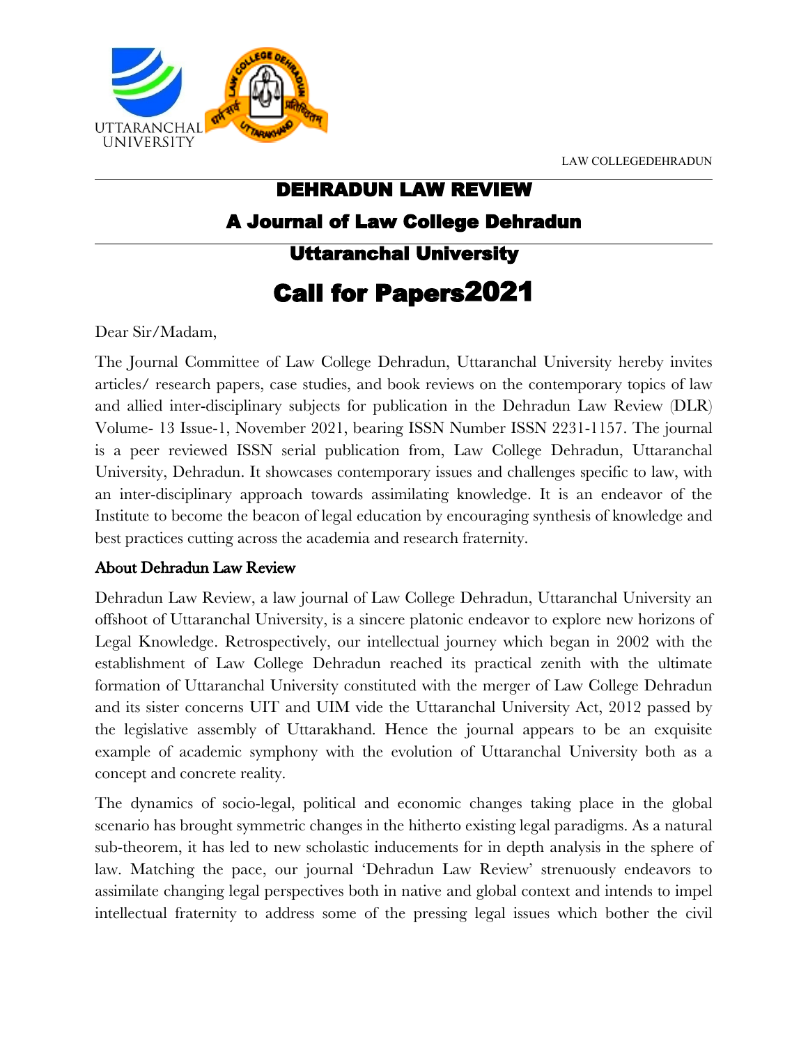LAW COLLEGEDEHRADUN

# DEHRADUN LAW REVIEW

## A Journal of Law College Dehradun

## Uttaranchal University

# Call for Papers2021

Dear Sir/Madam,

The Journal Committee of Law College Dehradun, Uttaranchal University hereby invites articles/ research papers, case studies, and book reviews on the contemporary topics of law and allied inter-disciplinary subjects for publication in the Dehradun Law Review (DLR) Volume- 13 Issue-1, November 2021, bearing ISSN Number ISSN 2231-1157. The journal is a peer reviewed ISSN serial publication from, Law College Dehradun, Uttaranchal University, Dehradun. It showcases contemporary issues and challenges specific to law, with an inter-disciplinary approach towards assimilating knowledge. It is an endeavor of the Institute to become the beacon of legal education by encouraging synthesis of knowledge and best practices cutting across the academia and research fraternity.

### About Dehradun Law Review

Dehradun Law Review, a law journal of Law College Dehradun, Uttaranchal University an offshoot of Uttaranchal University, is a sincere platonic endeavor to explore new horizons of Legal Knowledge. Retrospectively, our intellectual journey which began in 2002 with the establishment of Law College Dehradun reached its practical zenith with the ultimate formation of Uttaranchal University constituted with the merger of Law College Dehradun and its sister concerns UIT and UIM vide the Uttaranchal University Act, 2012 passed by the legislative assembly of Uttarakhand. Hence the journal appears to be an exquisite example of academic symphony with the evolution of Uttaranchal University both as a concept and concrete reality.

The dynamics of socio-legal, political and economic changes taking place in the global scenario has brought symmetric changes in the hitherto existing legal paradigms. As a natural sub-theorem, it has led to new scholastic inducements for in depth analysis in the sphere of law. Matching the pace, our journal 'Dehradun Law Review' strenuously endeavors to assimilate changing legal perspectives both in native and global context and intends to impel intellectual fraternity to address some of the pressing legal issues which bother the civil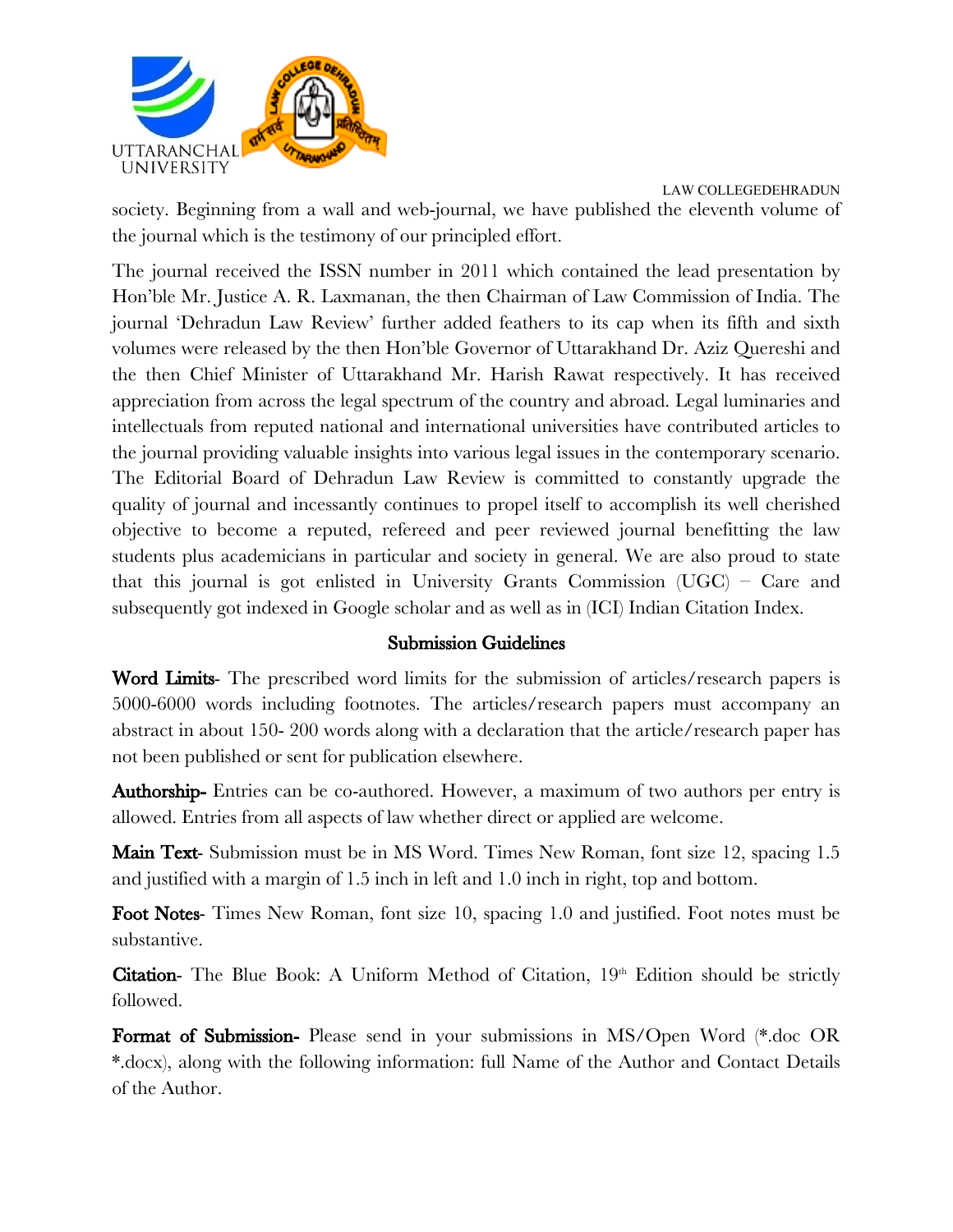society. Beginning from a wall and web-journal, we have published the eleventh volume of the journal which is the testimony of our principled effort.

The journal received the ISSN number in 2011 which contained the lead presentation by Hon'ble Mr. Justice A. R. Laxmanan, the then Chairman of Law Commission of India. The journal 'Dehradun Law Review' further added feathers to its cap when its fifth and sixth volumes were released by the then Hon'ble Governor of Uttarakhand Dr. Aziz Quereshi and the then Chief Minister of Uttarakhand Mr. Harish Rawat respectively. It has received appreciation from across the legal spectrum of the country and abroad. Legal luminaries and intellectuals from reputed national and international universities have contributed articles to the journal providing valuable insights into various legal issues in the contemporary scenario. The Editorial Board of Dehradun Law Review is committed to constantly upgrade the quality of journal and incessantly continues to propel itself to accomplish its well cherished objective to become a reputed, refereed and peer reviewed journal benefitting the law students plus academicians in particular and society in general. We are also proud to state that this journal is got enlisted in University Grants Commission (UGC) – Care and subsequently got indexed in Google scholar and as well as in (ICI) Indian Citation Index.

## Submission Guidelines

**Word Limits**- The prescribed word limits for the submission of articles/research papers is 5000-6000 words including footnotes. The articles/research papers must accompany an abstract in about 150- 200 words along with a declaration that the article/research paper has not been published or sent for publication elsewhere.

**Authorship-** Entries can be co-authored. However, a maximum of two authors per entry is allowed. Entries from all aspects of law whether direct or applied are welcome.

**Main Text**- Submission must be in MS Word. Times New Roman, font size 12, spacing 1.5 and justified with a margin of 1.5 inch in left and 1.0 inch in right, top and bottom.

**Foot Notes**- Times New Roman, font size 10, spacing 1.0 and justified. Foot notes must be substantive.

**Citation**- The Blue Book: A Uniform Method of Citation, 19th Edition should be strictly followed.

**Format of Submission-** Please send in your submissions in MS/Open Word (*.doc OR *.docx), along with the following information: full Name of the Author and Contact Details of the Author.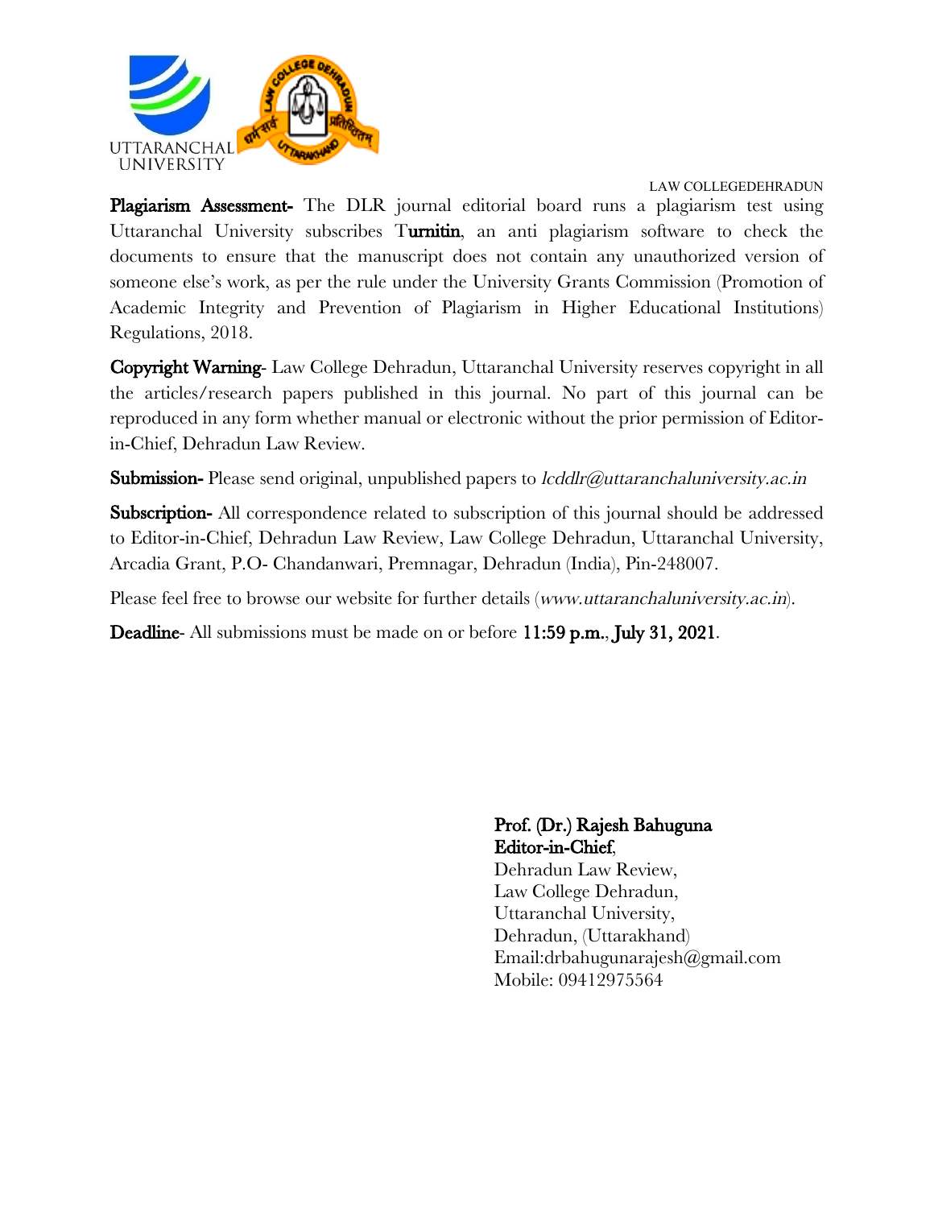UTTARANCHAL UNIVERSITY

LAW COLLEGEDEHRADUN

**Plagiarism Assessment-** The DLR journal editorial board runs a plagiarism test using Uttaranchal University subscribes T**urnitin**, an anti plagiarism software to check the documents to ensure that the manuscript does not contain any unauthorized version of someone else's work, as per the rule under the University Grants Commission (Promotion of Academic Integrity and Prevention of Plagiarism in Higher Educational Institutions) Regulations, 2018.

**Copyright Warning**- Law College Dehradun, Uttaranchal University reserves copyright in all the articles/research papers published in this journal. No part of this journal can be reproduced in any form whether manual or electronic without the prior permission of Editor-in-Chief, Dehradun Law Review.

**Submission-** Please send original, unpublished papers to *lcddlr@uttaranchaluniversity.ac.in*

**Subscription-** All correspondence related to subscription of this journal should be addressed to Editor-in-Chief, Dehradun Law Review, Law College Dehradun, Uttaranchal University, Arcadia Grant, P.O- Chandanwari, Premnagar, Dehradun (India), Pin-248007.

Please feel free to browse our website for further details (*www.uttaranchaluniversity.ac.in*).

**Deadline**- All submissions must be made on or before **11:59 p.m.**, **July 31, 2021**.

**Prof. (Dr.) Rajesh Bahuguna**
**Editor-in-Chief**,
Dehradun Law Review,
Law College Dehradun,
Uttaranchal University,
Dehradun, (Uttarakhand)
Email:drbahugunarajesh@gmail.com
Mobile: 09412975564